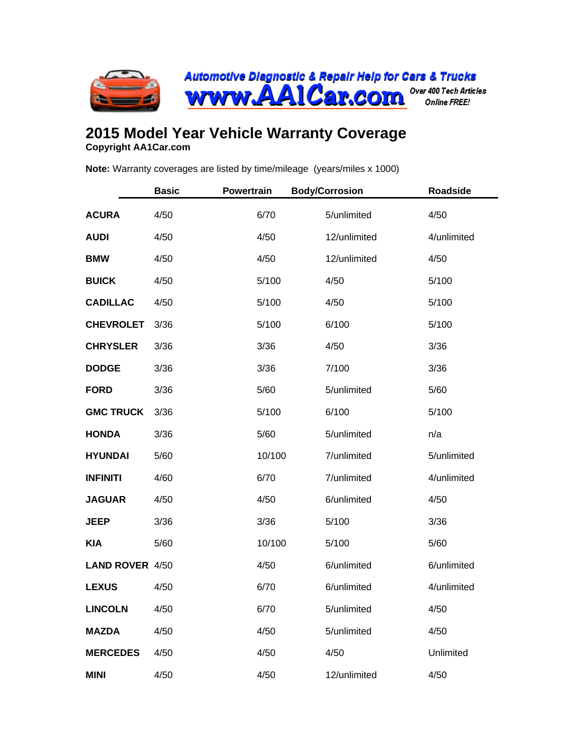Automotive Diagnostic & Repair Help for Cars & Trucks

www.AA1Car.com Over 400 Tech Articles Online FREE!

# 2015 Model Year Vehicle Warranty Coverage

**Copyright AA1Car.com**

**Note:** Warranty coverages are listed by time/mileage (years/miles x 1000)

| | Basic | Powertrain | Body/Corrosion | Roadside |
|---|---|---|---|---|
| **ACURA** | 4/50 | 6/70 | 5/unlimited | 4/50 |
| **AUDI** | 4/50 | 4/50 | 12/unlimited | 4/unlimited |
| **BMW** | 4/50 | 4/50 | 12/unlimited | 4/50 |
| **BUICK** | 4/50 | 5/100 | 4/50 | 5/100 |
| **CADILLAC** | 4/50 | 5/100 | 4/50 | 5/100 |
| **CHEVROLET** | 3/36 | 5/100 | 6/100 | 5/100 |
| **CHRYSLER** | 3/36 | 3/36 | 4/50 | 3/36 |
| **DODGE** | 3/36 | 3/36 | 7/100 | 3/36 |
| **FORD** | 3/36 | 5/60 | 5/unlimited | 5/60 |
| **GMC TRUCK** | 3/36 | 5/100 | 6/100 | 5/100 |
| **HONDA** | 3/36 | 5/60 | 5/unlimited | n/a |
| **HYUNDAI** | 5/60 | 10/100 | 7/unlimited | 5/unlimited |
| **INFINITI** | 4/60 | 6/70 | 7/unlimited | 4/unlimited |
| **JAGUAR** | 4/50 | 4/50 | 6/unlimited | 4/50 |
| **JEEP** | 3/36 | 3/36 | 5/100 | 3/36 |
| **KIA** | 5/60 | 10/100 | 5/100 | 5/60 |
| **LAND ROVER** | 4/50 | 4/50 | 6/unlimited | 6/unlimited |
| **LEXUS** | 4/50 | 6/70 | 6/unlimited | 4/unlimited |
| **LINCOLN** | 4/50 | 6/70 | 5/unlimited | 4/50 |
| **MAZDA** | 4/50 | 4/50 | 5/unlimited | 4/50 |
| **MERCEDES** | 4/50 | 4/50 | 4/50 | Unlimited |
| **MINI** | 4/50 | 4/50 | 12/unlimited | 4/50 |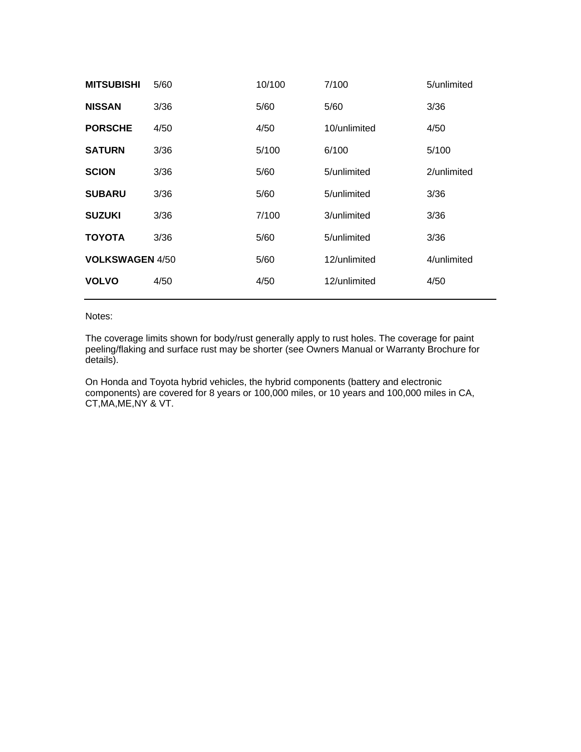| | | | | |
|---|---|---|---|---|
| **MITSUBISHI** | 5/60 | 10/100 | 7/100 | 5/unlimited |
| **NISSAN** | 3/36 | 5/60 | 5/60 | 3/36 |
| **PORSCHE** | 4/50 | 4/50 | 10/unlimited | 4/50 |
| **SATURN** | 3/36 | 5/100 | 6/100 | 5/100 |
| **SCION** | 3/36 | 5/60 | 5/unlimited | 2/unlimited |
| **SUBARU** | 3/36 | 5/60 | 5/unlimited | 3/36 |
| **SUZUKI** | 3/36 | 7/100 | 3/unlimited | 3/36 |
| **TOYOTA** | 3/36 | 5/60 | 5/unlimited | 3/36 |
| **VOLKSWAGEN** | 4/50 | 5/60 | 12/unlimited | 4/unlimited |
| **VOLVO** | 4/50 | 4/50 | 12/unlimited | 4/50 |

Notes:

The coverage limits shown for body/rust generally apply to rust holes. The coverage for paint peeling/flaking and surface rust may be shorter (see Owners Manual or Warranty Brochure for details).

On Honda and Toyota hybrid vehicles, the hybrid components (battery and electronic components) are covered for 8 years or 100,000 miles, or 10 years and 100,000 miles in CA, CT,MA,ME,NY & VT.